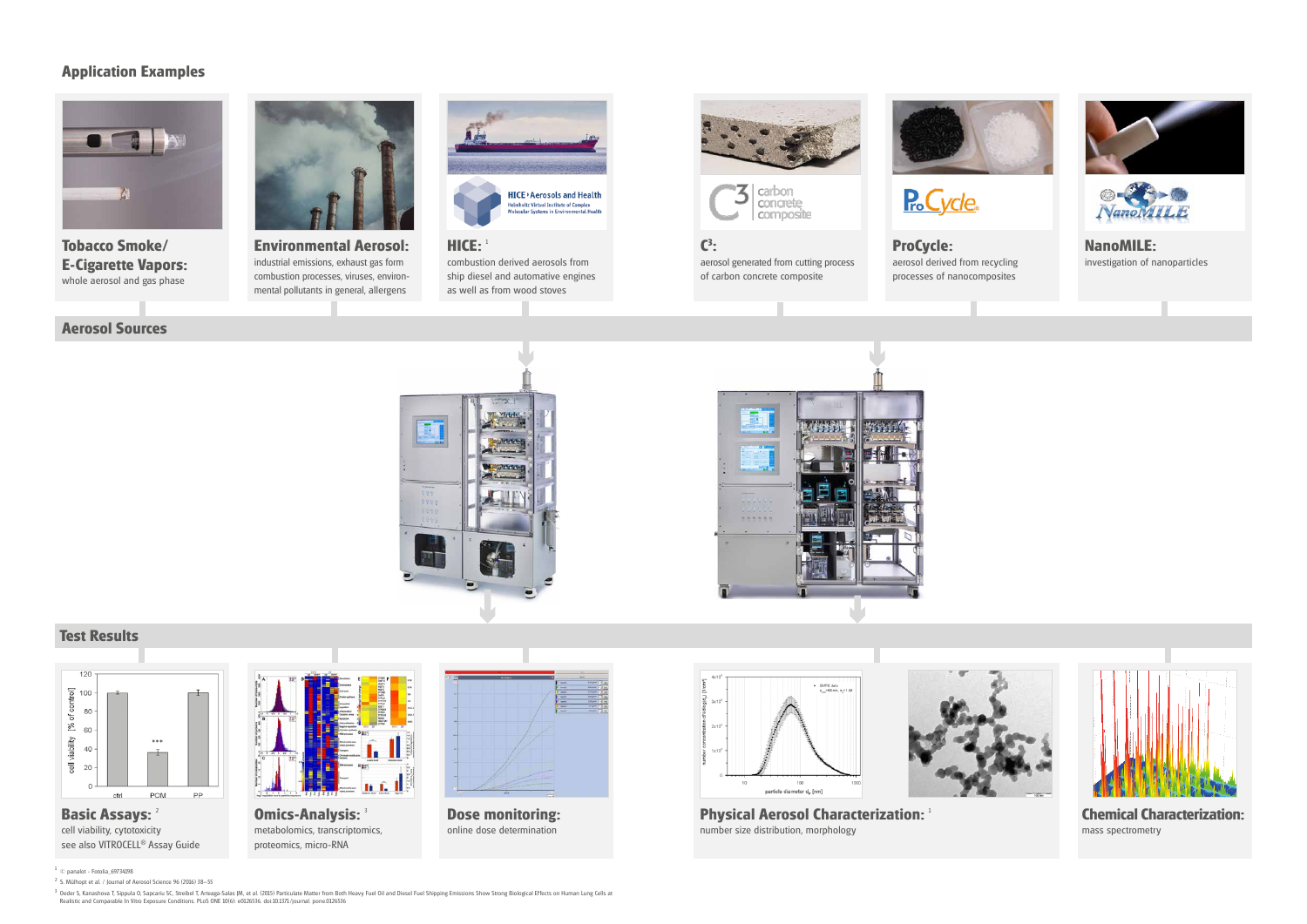## Application Examples

**Tobacco Smoke/ E-Cigarette Vapors:**
whole aerosol and gas phase

**Environmental Aerosol:**
industrial emissions, exhaust gas form combustion processes, viruses, environmental pollutants in general, allergens

**HICE:** [1]
combustion derived aerosols from ship diesel and automative engines as well as from wood stoves

**C³:**
aerosol generated from cutting process of carbon concrete composite

**ProCycle:**
aerosol derived from recycling processes of nanocomposites

**NanoMILE:**
investigation of nanoparticles

## Aerosol Sources

## Test Results

**Basic Assays:** [2]
cell viability, cytotoxicity
see also VITROCELL® Assay Guide

**Omics-Analysis:** [3]
metabolomics, transcriptomics, proteomics, micro-RNA

**Dose monitoring:**
online dose determination

**Physical Aerosol Characterization:** [1]
number size distribution, morphology

**Chemical Characterization:**
mass spectrometry

[1] © panalot - Fotolia_69734198

[2] S. Mülhopt et al. / Journal of Aerosol Science 96 (2016) 38–55

[3] Oeder S, Kanashova T, Sippula O, Sapcariu SC, Streibel T, Arteaga-Salas JM, et al. (2015) Particulate Matter from Both Heavy Fuel Oil and Diesel Fuel Shipping Emissions Show Strong Biological Effects on Human Lung Cells at Realistic and Comparable In Vitro Exposure Conditions. PLoS ONE 10(6): e0126536. doi:10.1371/journal. pone.0126536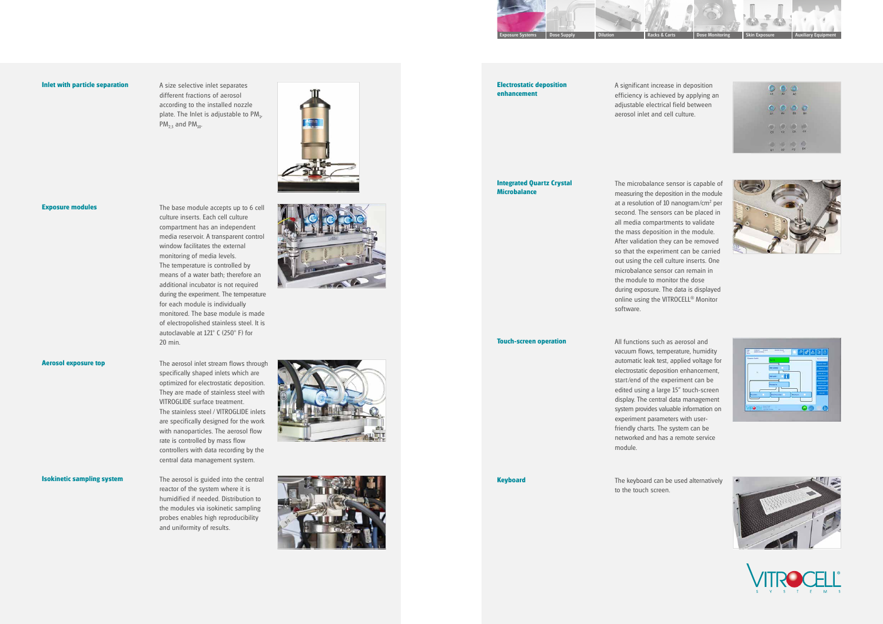Exposure Systems | Dose Supply | Dilution | Racks & Carts | Dose Monitoring | Skin Exposure | Auxiliary Equipment

### Inlet with particle separation

A size selective inlet separates different fractions of aerosol according to the installed nozzle plate. The Inlet is adjustable to $PM_1$, $PM_{2.5}$ and $PM_{10}$.

### Exposure modules

The base module accepts up to 6 cell culture inserts. Each cell culture compartment has an independent media reservoir. A transparent control window facilitates the external monitoring of media levels.
The temperature is controlled by means of a water bath; therefore an additional incubator is not required during the experiment. The temperature for each module is individually monitored. The base module is made of electropolished stainless steel. It is autoclavable at 121° C (250° F) for 20 min.

### Aerosol exposure top

The aerosol inlet stream flows through specifically shaped inlets which are optimized for electrostatic deposition. They are made of stainless steel with VITROGLIDE surface treatment.
The stainless steel / VITROGLIDE inlets are specifically designed for the work with nanoparticles. The aerosol flow rate is controlled by mass flow controllers with data recording by the central data management system.

### Isokinetic sampling system

The aerosol is guided into the central reactor of the system where it is humidified if needed. Distribution to the modules via isokinetic sampling probes enables high reproducibility and uniformity of results.

### Electrostatic deposition enhancement

A significant increase in deposition efficiency is achieved by applying an adjustable electrical field between aerosol inlet and cell culture.

### Integrated Quartz Crystal Microbalance

The microbalance sensor is capable of measuring the deposition in the module at a resolution of 10 nanogram/$cm^2$ per second. The sensors can be placed in all media compartments to validate the mass deposition in the module. After validation they can be removed so that the experiment can be carried out using the cell culture inserts. One microbalance sensor can remain in the module to monitor the dose during exposure. The data is displayed online using the VITROCELL® Monitor software.

### Touch-screen operation

All functions such as aerosol and vacuum flows, temperature, humidity automatic leak test, applied voltage for electrostatic deposition enhancement, start/end of the experiment can be edited using a large 15" touch-screen display. The central data management system provides valuable information on experiment parameters with user-friendly charts. The system can be networked and has a remote service module.

### Keyboard

The keyboard can be used alternatively to the touch screen.

VITROCELL® SYSTEMS